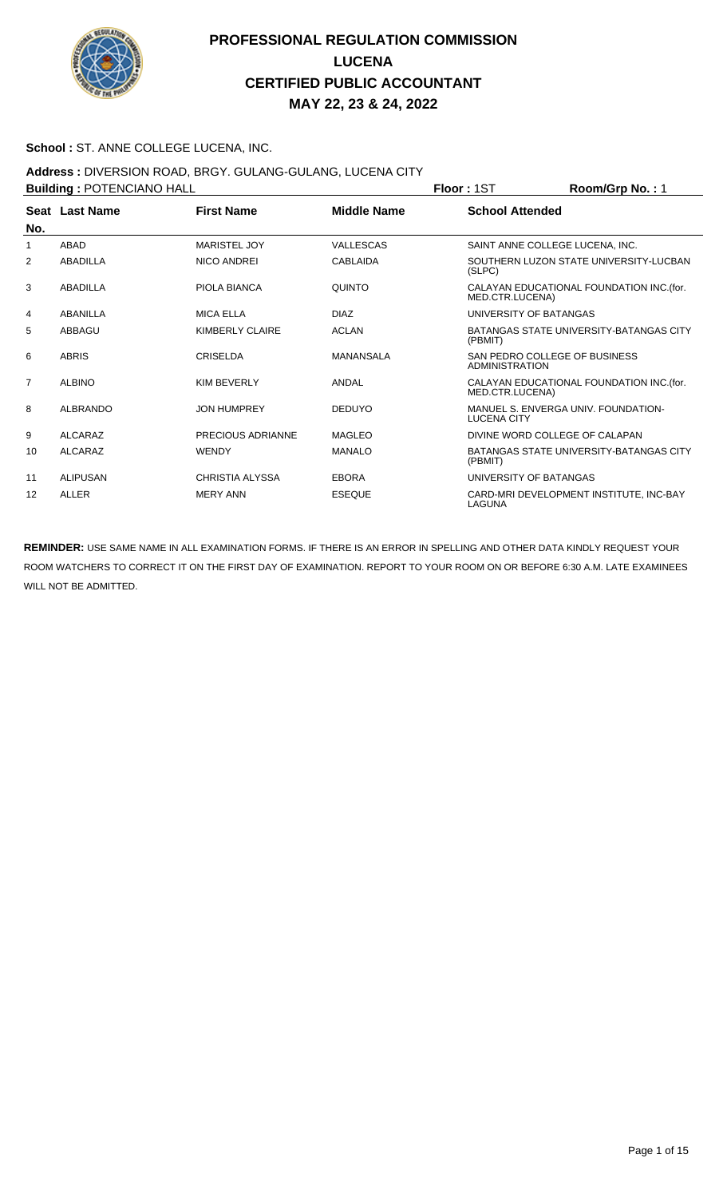# PROFESSIONAL REGULATION COMMISSION
## LUCENA
## CERTIFIED PUBLIC ACCOUNTANT
## MAY 22, 23 & 24, 2022

**School :** ST. ANNE COLLEGE LUCENA, INC.

**Address :** DIVERSION ROAD, BRGY. GULANG-GULANG, LUCENA CITY

**Building :** POTENCIANO HALL **Floor :** 1ST **Room/Grp No. :** 1

| Seat No. | Last Name | First Name | Middle Name | School Attended |
|---|---|---|---|---|
| 1 | ABAD | MARISTEL JOY | VALLESCAS | SAINT ANNE COLLEGE LUCENA, INC. |
| 2 | ABADILLA | NICO ANDREI | CABLAIDA | SOUTHERN LUZON STATE UNIVERSITY-LUCBAN (SLPC) |
| 3 | ABADILLA | PIOLA BIANCA | QUINTO | CALAYAN EDUCATIONAL FOUNDATION INC.(for. MED.CTR.LUCENA) |
| 4 | ABANILLA | MICA ELLA | DIAZ | UNIVERSITY OF BATANGAS |
| 5 | ABBAGU | KIMBERLY CLAIRE | ACLAN | BATANGAS STATE UNIVERSITY-BATANGAS CITY (PBMIT) |
| 6 | ABRIS | CRISELDA | MANANSALA | SAN PEDRO COLLEGE OF BUSINESS ADMINISTRATION |
| 7 | ALBINO | KIM BEVERLY | ANDAL | CALAYAN EDUCATIONAL FOUNDATION INC.(for. MED.CTR.LUCENA) |
| 8 | ALBRANDO | JON HUMPREY | DEDUYO | MANUEL S. ENVERGA UNIV. FOUNDATION-LUCENA CITY |
| 9 | ALCARAZ | PRECIOUS ADRIANNE | MAGLEO | DIVINE WORD COLLEGE OF CALAPAN |
| 10 | ALCARAZ | WENDY | MANALO | BATANGAS STATE UNIVERSITY-BATANGAS CITY (PBMIT) |
| 11 | ALIPUSAN | CHRISTIA ALYSSA | EBORA | UNIVERSITY OF BATANGAS |
| 12 | ALLER | MERY ANN | ESEQUE | CARD-MRI DEVELOPMENT INSTITUTE, INC-BAY LAGUNA |

**REMINDER:** USE SAME NAME IN ALL EXAMINATION FORMS. IF THERE IS AN ERROR IN SPELLING AND OTHER DATA KINDLY REQUEST YOUR ROOM WATCHERS TO CORRECT IT ON THE FIRST DAY OF EXAMINATION. REPORT TO YOUR ROOM ON OR BEFORE 6:30 A.M. LATE EXAMINEES WILL NOT BE ADMITTED.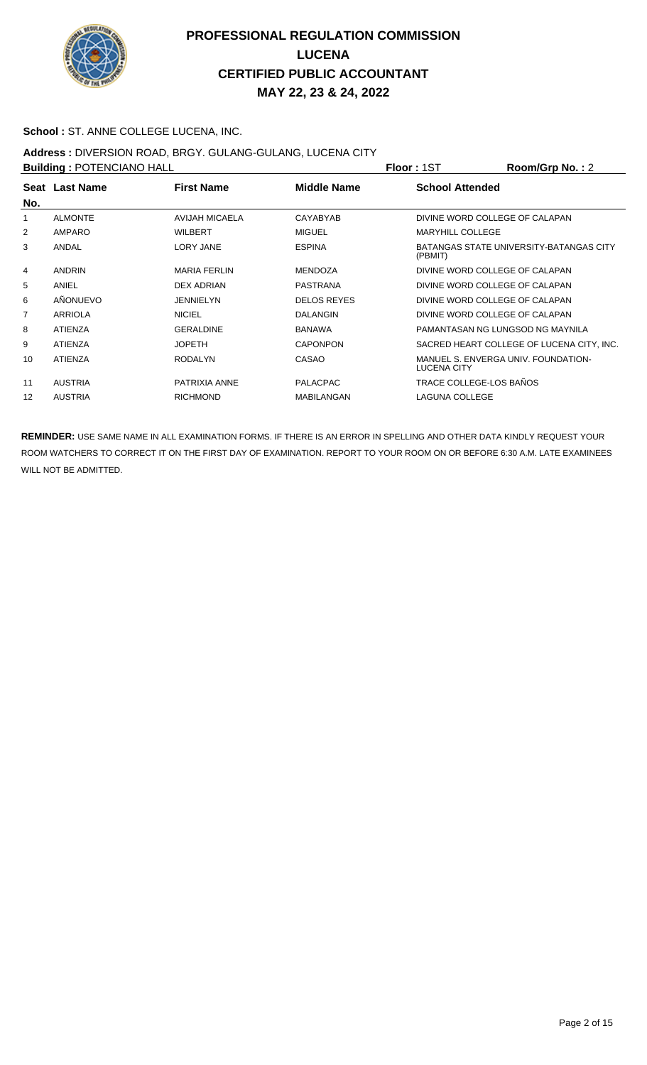# PROFESSIONAL REGULATION COMMISSION
# LUCENA
# CERTIFIED PUBLIC ACCOUNTANT
# MAY 22, 23 & 24, 2022

**School :** ST. ANNE COLLEGE LUCENA, INC.

**Address :** DIVERSION ROAD, BRGY. GULANG-GULANG, LUCENA CITY

**Building :** POTENCIANO HALL **Floor :** 1ST **Room/Grp No. :** 2

| Seat No. | Last Name | First Name | Middle Name | School Attended |
|---|---|---|---|---|
| 1 | ALMONTE | AVIJAH MICAELA | CAYABYAB | DIVINE WORD COLLEGE OF CALAPAN |
| 2 | AMPARO | WILBERT | MIGUEL | MARYHILL COLLEGE |
| 3 | ANDAL | LORY JANE | ESPINA | BATANGAS STATE UNIVERSITY-BATANGAS CITY (PBMIT) |
| 4 | ANDRIN | MARIA FERLIN | MENDOZA | DIVINE WORD COLLEGE OF CALAPAN |
| 5 | ANIEL | DEX ADRIAN | PASTRANA | DIVINE WORD COLLEGE OF CALAPAN |
| 6 | AÑONUEVO | JENNIELYN | DELOS REYES | DIVINE WORD COLLEGE OF CALAPAN |
| 7 | ARRIOLA | NICIEL | DALANGIN | DIVINE WORD COLLEGE OF CALAPAN |
| 8 | ATIENZA | GERALDINE | BANAWA | PAMANTASAN NG LUNGSOD NG MAYNILA |
| 9 | ATIENZA | JOPETH | CAPONPON | SACRED HEART COLLEGE OF LUCENA CITY, INC. |
| 10 | ATIENZA | RODALYN | CASAO | MANUEL S. ENVERGA UNIV. FOUNDATION-LUCENA CITY |
| 11 | AUSTRIA | PATRIXIA ANNE | PALACPAC | TRACE COLLEGE-LOS BAÑOS |
| 12 | AUSTRIA | RICHMOND | MABILANGAN | LAGUNA COLLEGE |

**REMINDER:** USE SAME NAME IN ALL EXAMINATION FORMS. IF THERE IS AN ERROR IN SPELLING AND OTHER DATA KINDLY REQUEST YOUR ROOM WATCHERS TO CORRECT IT ON THE FIRST DAY OF EXAMINATION. REPORT TO YOUR ROOM ON OR BEFORE 6:30 A.M. LATE EXAMINEES WILL NOT BE ADMITTED.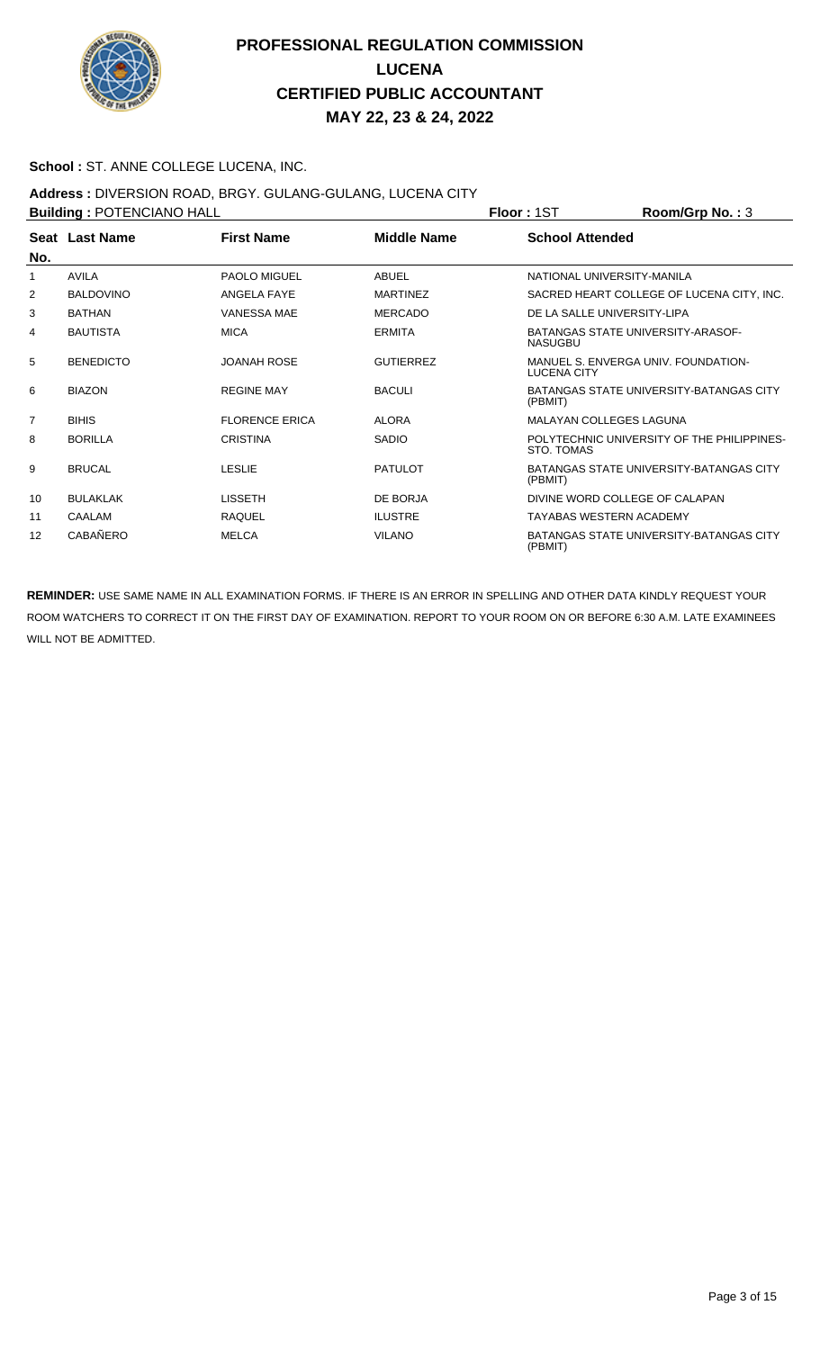# PROFESSIONAL REGULATION COMMISSION
## LUCENA
## CERTIFIED PUBLIC ACCOUNTANT
## MAY 22, 23 & 24, 2022

**School :** ST. ANNE COLLEGE LUCENA, INC.

**Address :** DIVERSION ROAD, BRGY. GULANG-GULANG, LUCENA CITY

**Building :** POTENCIANO HALL **Floor :** 1ST **Room/Grp No. :** 3

| Seat No. | Last Name | First Name | Middle Name | School Attended |
|---|---|---|---|---|
| 1 | AVILA | PAOLO MIGUEL | ABUEL | NATIONAL UNIVERSITY-MANILA |
| 2 | BALDOVINO | ANGELA FAYE | MARTINEZ | SACRED HEART COLLEGE OF LUCENA CITY, INC. |
| 3 | BATHAN | VANESSA MAE | MERCADO | DE LA SALLE UNIVERSITY-LIPA |
| 4 | BAUTISTA | MICA | ERMITA | BATANGAS STATE UNIVERSITY-ARASOF-NASUGBU |
| 5 | BENEDICTO | JOANAH ROSE | GUTIERREZ | MANUEL S. ENVERGA UNIV. FOUNDATION-LUCENA CITY |
| 6 | BIAZON | REGINE MAY | BACULI | BATANGAS STATE UNIVERSITY-BATANGAS CITY (PBMIT) |
| 7 | BIHIS | FLORENCE ERICA | ALORA | MALAYAN COLLEGES LAGUNA |
| 8 | BORILLA | CRISTINA | SADIO | POLYTECHNIC UNIVERSITY OF THE PHILIPPINES-STO. TOMAS |
| 9 | BRUCAL | LESLIE | PATULOT | BATANGAS STATE UNIVERSITY-BATANGAS CITY (PBMIT) |
| 10 | BULAKLAK | LISSETH | DE BORJA | DIVINE WORD COLLEGE OF CALAPAN |
| 11 | CAALAM | RAQUEL | ILUSTRE | TAYABAS WESTERN ACADEMY |
| 12 | CABAÑERO | MELCA | VILANO | BATANGAS STATE UNIVERSITY-BATANGAS CITY (PBMIT) |

**REMINDER:** USE SAME NAME IN ALL EXAMINATION FORMS. IF THERE IS AN ERROR IN SPELLING AND OTHER DATA KINDLY REQUEST YOUR ROOM WATCHERS TO CORRECT IT ON THE FIRST DAY OF EXAMINATION. REPORT TO YOUR ROOM ON OR BEFORE 6:30 A.M. LATE EXAMINEES WILL NOT BE ADMITTED.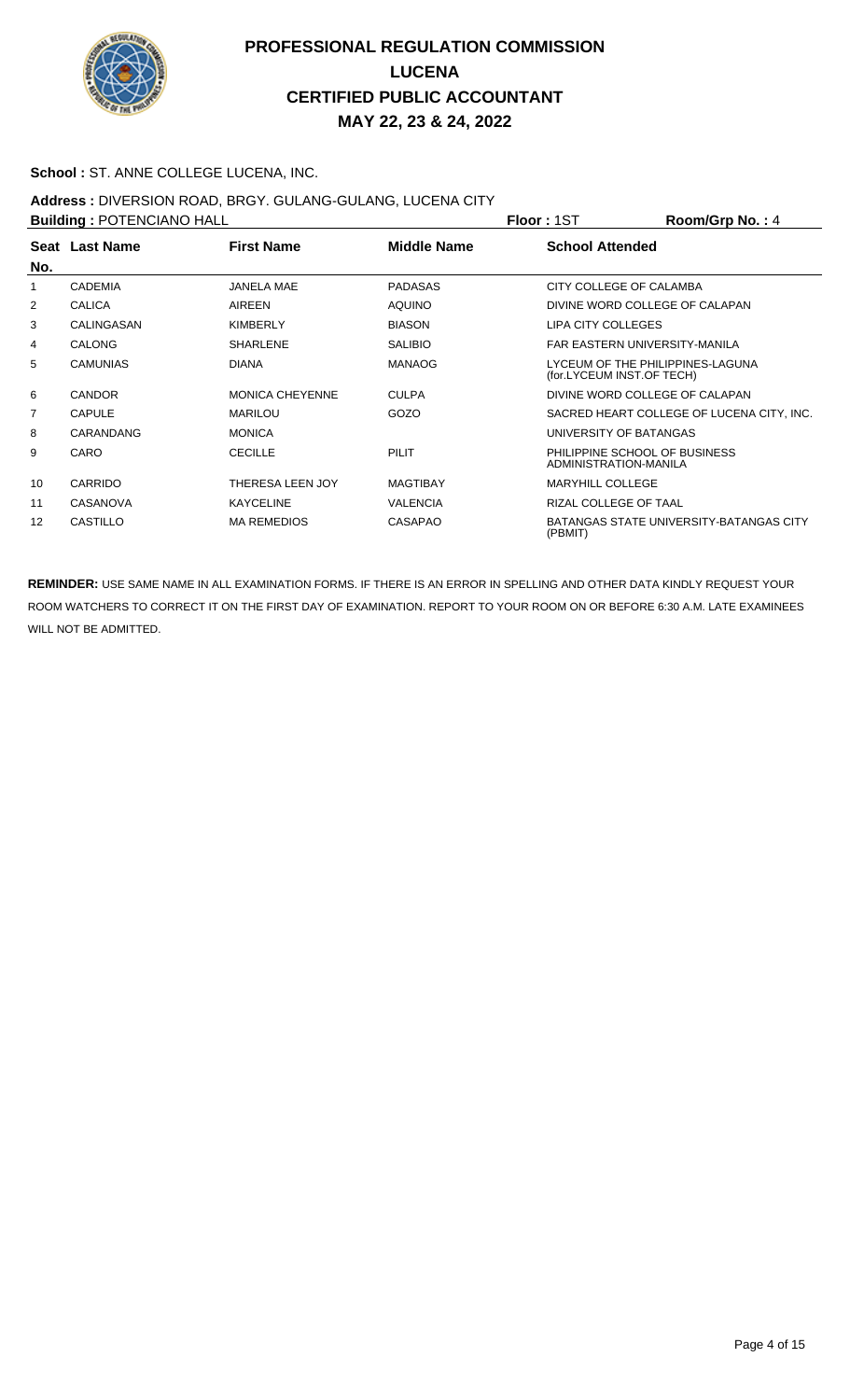# PROFESSIONAL REGULATION COMMISSION
## LUCENA
## CERTIFIED PUBLIC ACCOUNTANT
## MAY 22, 23 & 24, 2022

**School :** ST. ANNE COLLEGE LUCENA, INC.

**Address :** DIVERSION ROAD, BRGY. GULANG-GULANG, LUCENA CITY

**Building :** POTENCIANO HALL **Floor :** 1ST **Room/Grp No. :** 4

| Seat No. | Last Name | First Name | Middle Name | School Attended |
|---|---|---|---|---|
| 1 | CADEMIA | JANELA MAE | PADASAS | CITY COLLEGE OF CALAMBA |
| 2 | CALICA | AIREEN | AQUINO | DIVINE WORD COLLEGE OF CALAPAN |
| 3 | CALINGASAN | KIMBERLY | BIASON | LIPA CITY COLLEGES |
| 4 | CALONG | SHARLENE | SALIBIO | FAR EASTERN UNIVERSITY-MANILA |
| 5 | CAMUNIAS | DIANA | MANAOG | LYCEUM OF THE PHILIPPINES-LAGUNA (for.LYCEUM INST.OF TECH) |
| 6 | CANDOR | MONICA CHEYENNE | CULPA | DIVINE WORD COLLEGE OF CALAPAN |
| 7 | CAPULE | MARILOU | GOZO | SACRED HEART COLLEGE OF LUCENA CITY, INC. |
| 8 | CARANDANG | MONICA | | UNIVERSITY OF BATANGAS |
| 9 | CARO | CECILLE | PILIT | PHILIPPINE SCHOOL OF BUSINESS ADMINISTRATION-MANILA |
| 10 | CARRIDO | THERESA LEEN JOY | MAGTIBAY | MARYHILL COLLEGE |
| 11 | CASANOVA | KAYCELINE | VALENCIA | RIZAL COLLEGE OF TAAL |
| 12 | CASTILLO | MA REMEDIOS | CASAPAO | BATANGAS STATE UNIVERSITY-BATANGAS CITY (PBMIT) |

**REMINDER:** USE SAME NAME IN ALL EXAMINATION FORMS. IF THERE IS AN ERROR IN SPELLING AND OTHER DATA KINDLY REQUEST YOUR ROOM WATCHERS TO CORRECT IT ON THE FIRST DAY OF EXAMINATION. REPORT TO YOUR ROOM ON OR BEFORE 6:30 A.M. LATE EXAMINEES WILL NOT BE ADMITTED.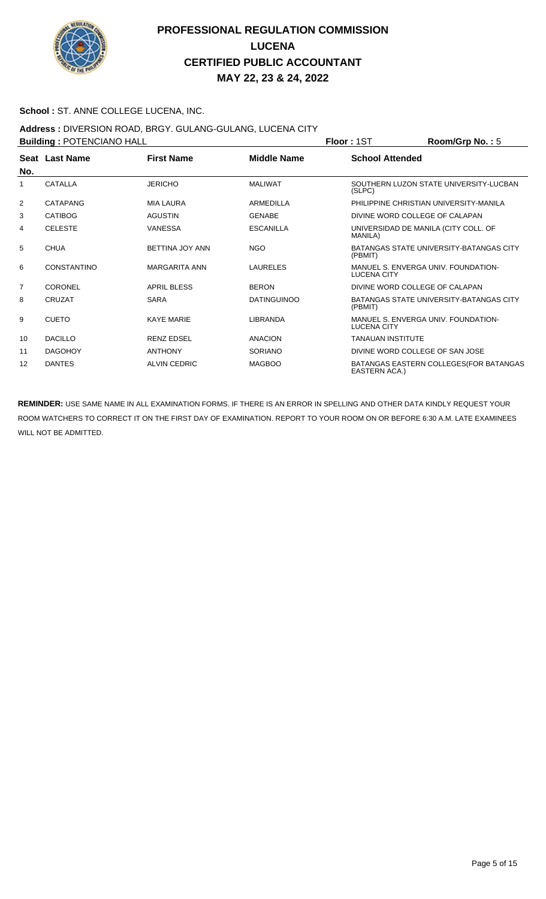# PROFESSIONAL REGULATION COMMISSION
# LUCENA
# CERTIFIED PUBLIC ACCOUNTANT
# MAY 22, 23 & 24, 2022

**School :** ST. ANNE COLLEGE LUCENA, INC.

**Address :** DIVERSION ROAD, BRGY. GULANG-GULANG, LUCENA CITY

**Building :** POTENCIANO HALL **Floor :** 1ST **Room/Grp No. :** 5

| Seat No. | Last Name | First Name | Middle Name | School Attended |
|---|---|---|---|---|
| 1 | CATALLA | JERICHO | MALIWAT | SOUTHERN LUZON STATE UNIVERSITY-LUCBAN (SLPC) |
| 2 | CATAPANG | MIA LAURA | ARMEDILLA | PHILIPPINE CHRISTIAN UNIVERSITY-MANILA |
| 3 | CATIBOG | AGUSTIN | GENABE | DIVINE WORD COLLEGE OF CALAPAN |
| 4 | CELESTE | VANESSA | ESCANILLA | UNIVERSIDAD DE MANILA (CITY COLL. OF MANILA) |
| 5 | CHUA | BETTINA JOY ANN | NGO | BATANGAS STATE UNIVERSITY-BATANGAS CITY (PBMIT) |
| 6 | CONSTANTINO | MARGARITA ANN | LAURELES | MANUEL S. ENVERGA UNIV. FOUNDATION-LUCENA CITY |
| 7 | CORONEL | APRIL BLESS | BERON | DIVINE WORD COLLEGE OF CALAPAN |
| 8 | CRUZAT | SARA | DATINGUINOO | BATANGAS STATE UNIVERSITY-BATANGAS CITY (PBMIT) |
| 9 | CUETO | KAYE MARIE | LIBRANDA | MANUEL S. ENVERGA UNIV. FOUNDATION-LUCENA CITY |
| 10 | DACILLO | RENZ EDSEL | ANACION | TANAUAN INSTITUTE |
| 11 | DAGOHOY | ANTHONY | SORIANO | DIVINE WORD COLLEGE OF SAN JOSE |
| 12 | DANTES | ALVIN CEDRIC | MAGBOO | BATANGAS EASTERN COLLEGES(FOR BATANGAS EASTERN ACA.) |

**REMINDER:** USE SAME NAME IN ALL EXAMINATION FORMS. IF THERE IS AN ERROR IN SPELLING AND OTHER DATA KINDLY REQUEST YOUR ROOM WATCHERS TO CORRECT IT ON THE FIRST DAY OF EXAMINATION. REPORT TO YOUR ROOM ON OR BEFORE 6:30 A.M. LATE EXAMINEES WILL NOT BE ADMITTED.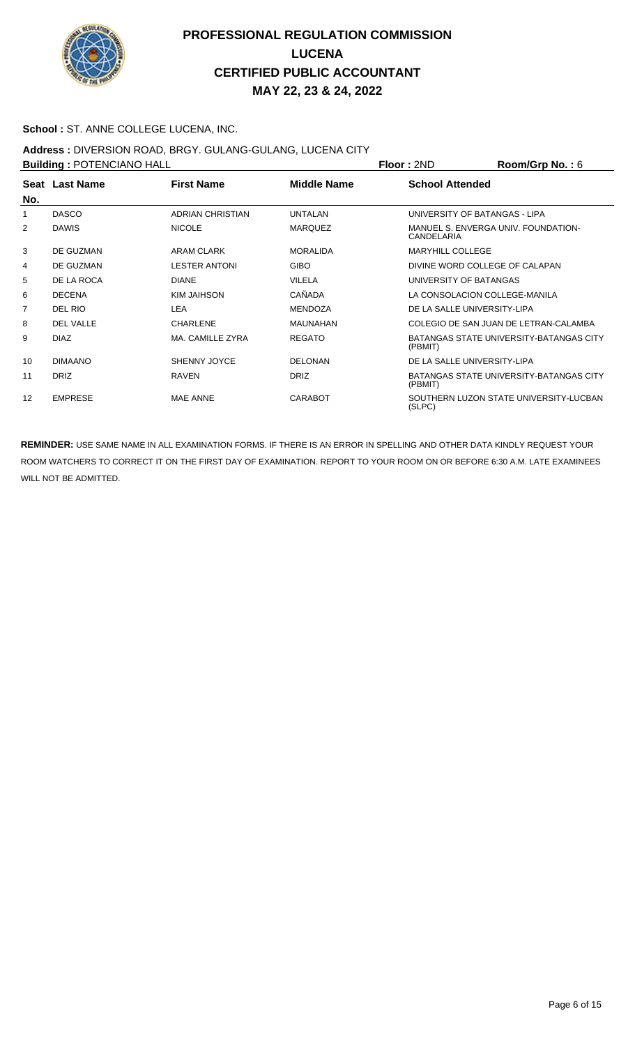# PROFESSIONAL REGULATION COMMISSION
## LUCENA
## CERTIFIED PUBLIC ACCOUNTANT
## MAY 22, 23 & 24, 2022

**School :** ST. ANNE COLLEGE LUCENA, INC.

**Address :** DIVERSION ROAD, BRGY. GULANG-GULANG, LUCENA CITY

**Building :** POTENCIANO HALL **Floor :** 2ND **Room/Grp No. :** 6

| Seat No. | Last Name | First Name | Middle Name | School Attended |
|---|---|---|---|---|
| 1 | DASCO | ADRIAN CHRISTIAN | UNTALAN | UNIVERSITY OF BATANGAS - LIPA |
| 2 | DAWIS | NICOLE | MARQUEZ | MANUEL S. ENVERGA UNIV. FOUNDATION-CANDELARIA |
| 3 | DE GUZMAN | ARAM CLARK | MORALIDA | MARYHILL COLLEGE |
| 4 | DE GUZMAN | LESTER ANTONI | GIBO | DIVINE WORD COLLEGE OF CALAPAN |
| 5 | DE LA ROCA | DIANE | VILELA | UNIVERSITY OF BATANGAS |
| 6 | DECENA | KIM JAIHSON | CAÑADA | LA CONSOLACION COLLEGE-MANILA |
| 7 | DEL RIO | LEA | MENDOZA | DE LA SALLE UNIVERSITY-LIPA |
| 8 | DEL VALLE | CHARLENE | MAUNAHAN | COLEGIO DE SAN JUAN DE LETRAN-CALAMBA |
| 9 | DIAZ | MA. CAMILLE ZYRA | REGATO | BATANGAS STATE UNIVERSITY-BATANGAS CITY (PBMIT) |
| 10 | DIMAANO | SHENNY JOYCE | DELONAN | DE LA SALLE UNIVERSITY-LIPA |
| 11 | DRIZ | RAVEN | DRIZ | BATANGAS STATE UNIVERSITY-BATANGAS CITY (PBMIT) |
| 12 | EMPRESE | MAE ANNE | CARABOT | SOUTHERN LUZON STATE UNIVERSITY-LUCBAN (SLPC) |

**REMINDER:** USE SAME NAME IN ALL EXAMINATION FORMS. IF THERE IS AN ERROR IN SPELLING AND OTHER DATA KINDLY REQUEST YOUR ROOM WATCHERS TO CORRECT IT ON THE FIRST DAY OF EXAMINATION. REPORT TO YOUR ROOM ON OR BEFORE 6:30 A.M. LATE EXAMINEES WILL NOT BE ADMITTED.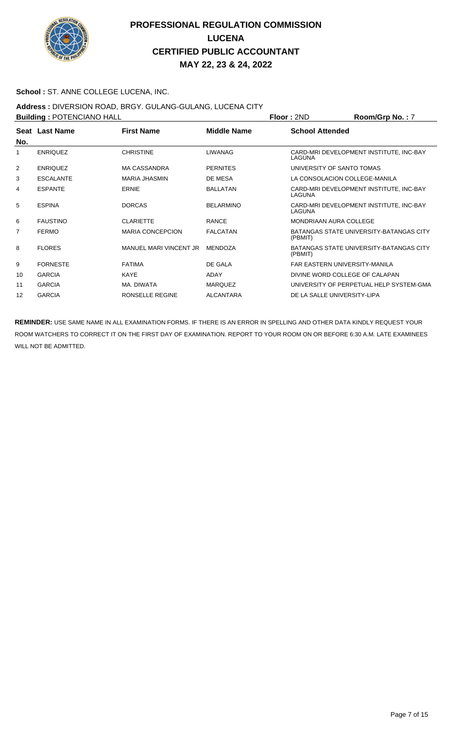# PROFESSIONAL REGULATION COMMISSION
## LUCENA
## CERTIFIED PUBLIC ACCOUNTANT
## MAY 22, 23 & 24, 2022

**School :** ST. ANNE COLLEGE LUCENA, INC.

**Address :** DIVERSION ROAD, BRGY. GULANG-GULANG, LUCENA CITY

**Building :** POTENCIANO HALL **Floor :** 2ND **Room/Grp No. :** 7

| Seat No. | Last Name | First Name | Middle Name | School Attended |
|---|---|---|---|---|
| 1 | ENRIQUEZ | CHRISTINE | LIWANAG | CARD-MRI DEVELOPMENT INSTITUTE, INC-BAY LAGUNA |
| 2 | ENRIQUEZ | MA CASSANDRA | PERNITES | UNIVERSITY OF SANTO TOMAS |
| 3 | ESCALANTE | MARIA JHASMIN | DE MESA | LA CONSOLACION COLLEGE-MANILA |
| 4 | ESPANTE | ERNIE | BALLATAN | CARD-MRI DEVELOPMENT INSTITUTE, INC-BAY LAGUNA |
| 5 | ESPINA | DORCAS | BELARMINO | CARD-MRI DEVELOPMENT INSTITUTE, INC-BAY LAGUNA |
| 6 | FAUSTINO | CLARIETTE | RANCE | MONDRIAAN AURA COLLEGE |
| 7 | FERMO | MARIA CONCEPCION | FALCATAN | BATANGAS STATE UNIVERSITY-BATANGAS CITY (PBMIT) |
| 8 | FLORES | MANUEL MARI VINCENT JR | MENDOZA | BATANGAS STATE UNIVERSITY-BATANGAS CITY (PBMIT) |
| 9 | FORNESTE | FATIMA | DE GALA | FAR EASTERN UNIVERSITY-MANILA |
| 10 | GARCIA | KAYE | ADAY | DIVINE WORD COLLEGE OF CALAPAN |
| 11 | GARCIA | MA. DIWATA | MARQUEZ | UNIVERSITY OF PERPETUAL HELP SYSTEM-GMA |
| 12 | GARCIA | RONSELLE REGINE | ALCANTARA | DE LA SALLE UNIVERSITY-LIPA |

**REMINDER:** USE SAME NAME IN ALL EXAMINATION FORMS. IF THERE IS AN ERROR IN SPELLING AND OTHER DATA KINDLY REQUEST YOUR ROOM WATCHERS TO CORRECT IT ON THE FIRST DAY OF EXAMINATION. REPORT TO YOUR ROOM ON OR BEFORE 6:30 A.M. LATE EXAMINEES WILL NOT BE ADMITTED.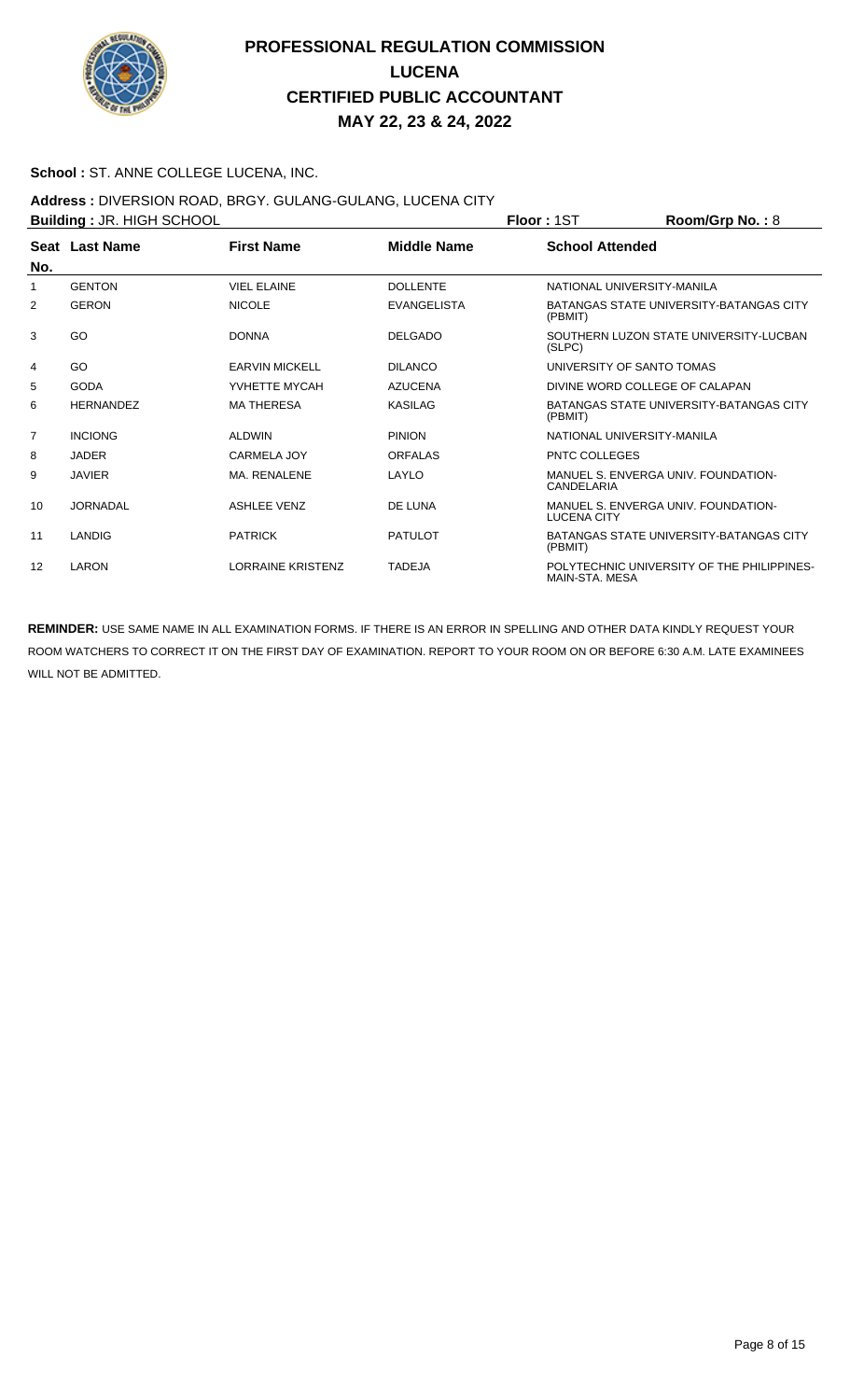# PROFESSIONAL REGULATION COMMISSION
## LUCENA
## CERTIFIED PUBLIC ACCOUNTANT
## MAY 22, 23 & 24, 2022

**School :** ST. ANNE COLLEGE LUCENA, INC.

**Address :** DIVERSION ROAD, BRGY. GULANG-GULANG, LUCENA CITY

**Building :** JR. HIGH SCHOOL **Floor :** 1ST **Room/Grp No. :** 8

| Seat No. | Last Name | First Name | Middle Name | School Attended |
|---|---|---|---|---|
| 1 | GENTON | VIEL ELAINE | DOLLENTE | NATIONAL UNIVERSITY-MANILA |
| 2 | GERON | NICOLE | EVANGELISTA | BATANGAS STATE UNIVERSITY-BATANGAS CITY (PBMIT) |
| 3 | GO | DONNA | DELGADO | SOUTHERN LUZON STATE UNIVERSITY-LUCBAN (SLPC) |
| 4 | GO | EARVIN MICKELL | DILANCO | UNIVERSITY OF SANTO TOMAS |
| 5 | GODA | YVHETTE MYCAH | AZUCENA | DIVINE WORD COLLEGE OF CALAPAN |
| 6 | HERNANDEZ | MA THERESA | KASILAG | BATANGAS STATE UNIVERSITY-BATANGAS CITY (PBMIT) |
| 7 | INCIONG | ALDWIN | PINION | NATIONAL UNIVERSITY-MANILA |
| 8 | JADER | CARMELA JOY | ORFALAS | PNTC COLLEGES |
| 9 | JAVIER | MA. RENALENE | LAYLO | MANUEL S. ENVERGA UNIV. FOUNDATION-CANDELARIA |
| 10 | JORNADAL | ASHLEE VENZ | DE LUNA | MANUEL S. ENVERGA UNIV. FOUNDATION-LUCENA CITY |
| 11 | LANDIG | PATRICK | PATULOT | BATANGAS STATE UNIVERSITY-BATANGAS CITY (PBMIT) |
| 12 | LARON | LORRAINE KRISTENZ | TADEJA | POLYTECHNIC UNIVERSITY OF THE PHILIPPINES-MAIN-STA. MESA |

**REMINDER:** USE SAME NAME IN ALL EXAMINATION FORMS. IF THERE IS AN ERROR IN SPELLING AND OTHER DATA KINDLY REQUEST YOUR ROOM WATCHERS TO CORRECT IT ON THE FIRST DAY OF EXAMINATION. REPORT TO YOUR ROOM ON OR BEFORE 6:30 A.M. LATE EXAMINEES WILL NOT BE ADMITTED.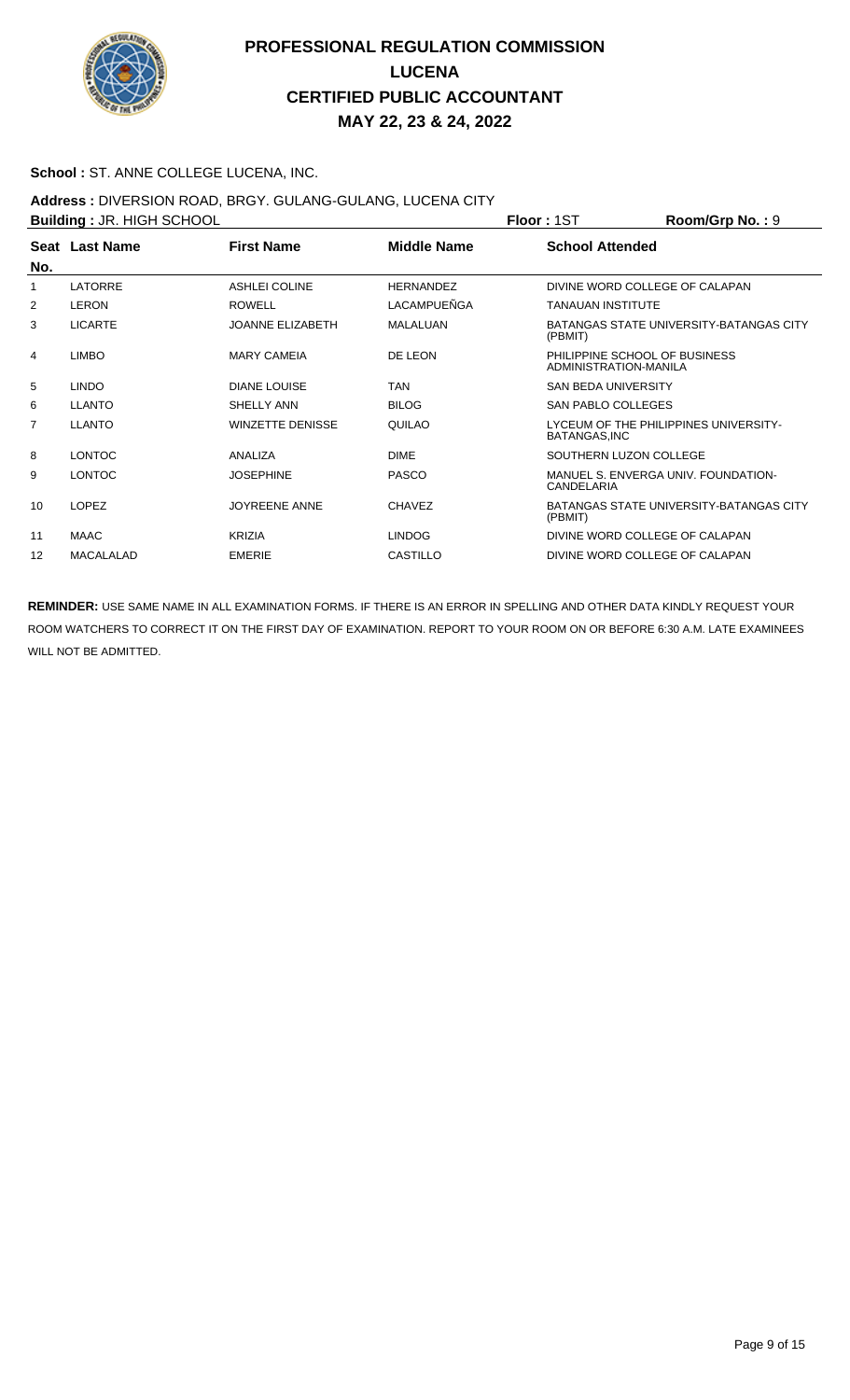# PROFESSIONAL REGULATION COMMISSION
## LUCENA
## CERTIFIED PUBLIC ACCOUNTANT
## MAY 22, 23 & 24, 2022

**School :** ST. ANNE COLLEGE LUCENA, INC.

**Address :** DIVERSION ROAD, BRGY. GULANG-GULANG, LUCENA CITY

**Building :** JR. HIGH SCHOOL **Floor :** 1ST **Room/Grp No. :** 9

| Seat No. | Last Name | First Name | Middle Name | School Attended |
|---|---|---|---|---|
| 1 | LATORRE | ASHLEI COLINE | HERNANDEZ | DIVINE WORD COLLEGE OF CALAPAN |
| 2 | LERON | ROWELL | LACAMPUEÑGA | TANAUAN INSTITUTE |
| 3 | LICARTE | JOANNE ELIZABETH | MALALUAN | BATANGAS STATE UNIVERSITY-BATANGAS CITY (PBMIT) |
| 4 | LIMBO | MARY CAMEIA | DE LEON | PHILIPPINE SCHOOL OF BUSINESS ADMINISTRATION-MANILA |
| 5 | LINDO | DIANE LOUISE | TAN | SAN BEDA UNIVERSITY |
| 6 | LLANTO | SHELLY ANN | BILOG | SAN PABLO COLLEGES |
| 7 | LLANTO | WINZETTE DENISSE | QUILAO | LYCEUM OF THE PHILIPPINES UNIVERSITY-BATANGAS,INC |
| 8 | LONTOC | ANALIZA | DIME | SOUTHERN LUZON COLLEGE |
| 9 | LONTOC | JOSEPHINE | PASCO | MANUEL S. ENVERGA UNIV. FOUNDATION-CANDELARIA |
| 10 | LOPEZ | JOYREENE ANNE | CHAVEZ | BATANGAS STATE UNIVERSITY-BATANGAS CITY (PBMIT) |
| 11 | MAAC | KRIZIA | LINDOG | DIVINE WORD COLLEGE OF CALAPAN |
| 12 | MACALALAD | EMERIE | CASTILLO | DIVINE WORD COLLEGE OF CALAPAN |

**REMINDER:** USE SAME NAME IN ALL EXAMINATION FORMS. IF THERE IS AN ERROR IN SPELLING AND OTHER DATA KINDLY REQUEST YOUR ROOM WATCHERS TO CORRECT IT ON THE FIRST DAY OF EXAMINATION. REPORT TO YOUR ROOM ON OR BEFORE 6:30 A.M. LATE EXAMINEES WILL NOT BE ADMITTED.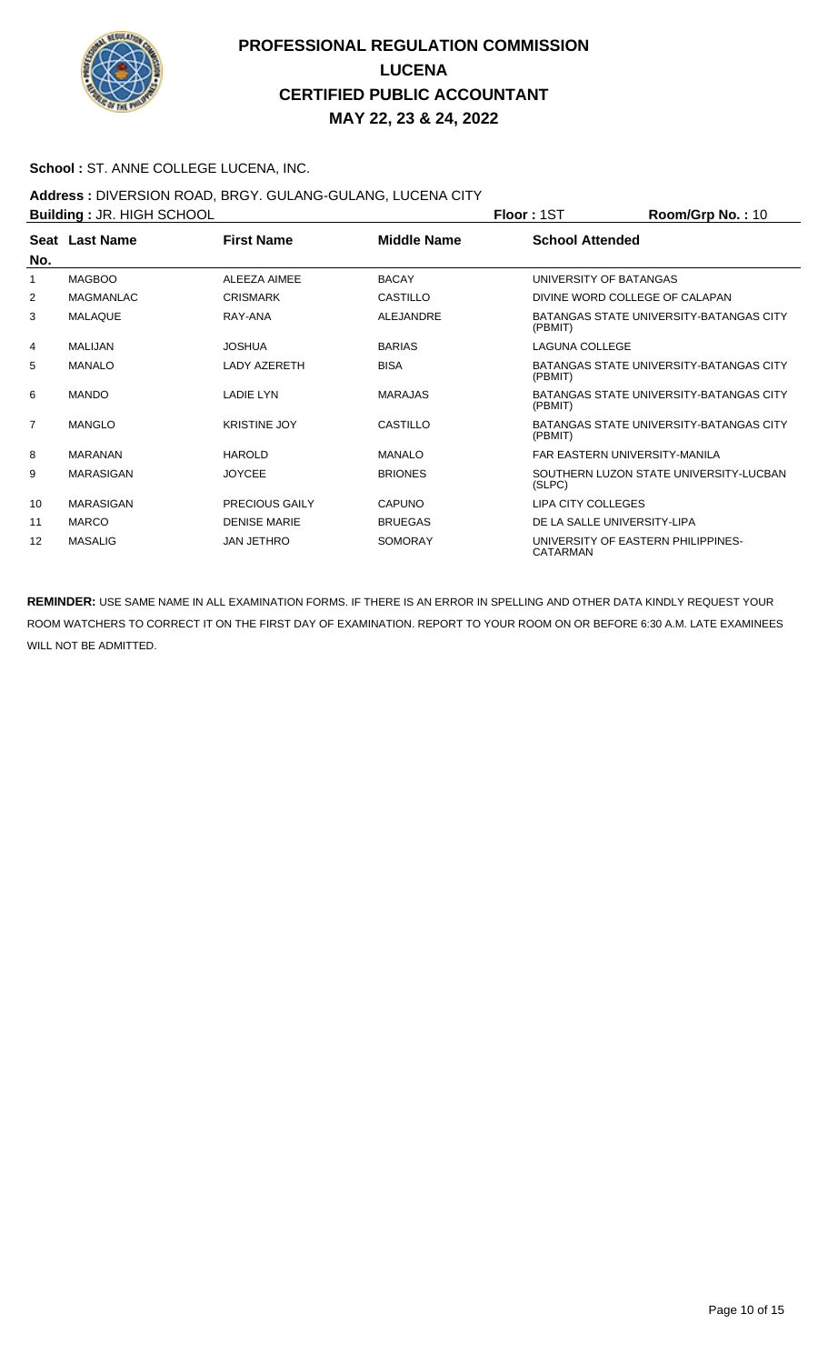# PROFESSIONAL REGULATION COMMISSION
## LUCENA
## CERTIFIED PUBLIC ACCOUNTANT
## MAY 22, 23 & 24, 2022

**School :** ST. ANNE COLLEGE LUCENA, INC.

**Address :** DIVERSION ROAD, BRGY. GULANG-GULANG, LUCENA CITY

**Building :** JR. HIGH SCHOOL **Floor :** 1ST **Room/Grp No. :** 10

| Seat No. | Last Name | First Name | Middle Name | School Attended |
|---|---|---|---|---|
| 1 | MAGBOO | ALEEZA AIMEE | BACAY | UNIVERSITY OF BATANGAS |
| 2 | MAGMANLAC | CRISMARK | CASTILLO | DIVINE WORD COLLEGE OF CALAPAN |
| 3 | MALAQUE | RAY-ANA | ALEJANDRE | BATANGAS STATE UNIVERSITY-BATANGAS CITY (PBMIT) |
| 4 | MALIJAN | JOSHUA | BARIAS | LAGUNA COLLEGE |
| 5 | MANALO | LADY AZERETH | BISA | BATANGAS STATE UNIVERSITY-BATANGAS CITY (PBMIT) |
| 6 | MANDO | LADIE LYN | MARAJAS | BATANGAS STATE UNIVERSITY-BATANGAS CITY (PBMIT) |
| 7 | MANGLO | KRISTINE JOY | CASTILLO | BATANGAS STATE UNIVERSITY-BATANGAS CITY (PBMIT) |
| 8 | MARANAN | HAROLD | MANALO | FAR EASTERN UNIVERSITY-MANILA |
| 9 | MARASIGAN | JOYCEE | BRIONES | SOUTHERN LUZON STATE UNIVERSITY-LUCBAN (SLPC) |
| 10 | MARASIGAN | PRECIOUS GAILY | CAPUNO | LIPA CITY COLLEGES |
| 11 | MARCO | DENISE MARIE | BRUEGAS | DE LA SALLE UNIVERSITY-LIPA |
| 12 | MASALIG | JAN JETHRO | SOMORAY | UNIVERSITY OF EASTERN PHILIPPINES-CATARMAN |

**REMINDER:** USE SAME NAME IN ALL EXAMINATION FORMS. IF THERE IS AN ERROR IN SPELLING AND OTHER DATA KINDLY REQUEST YOUR ROOM WATCHERS TO CORRECT IT ON THE FIRST DAY OF EXAMINATION. REPORT TO YOUR ROOM ON OR BEFORE 6:30 A.M. LATE EXAMINEES WILL NOT BE ADMITTED.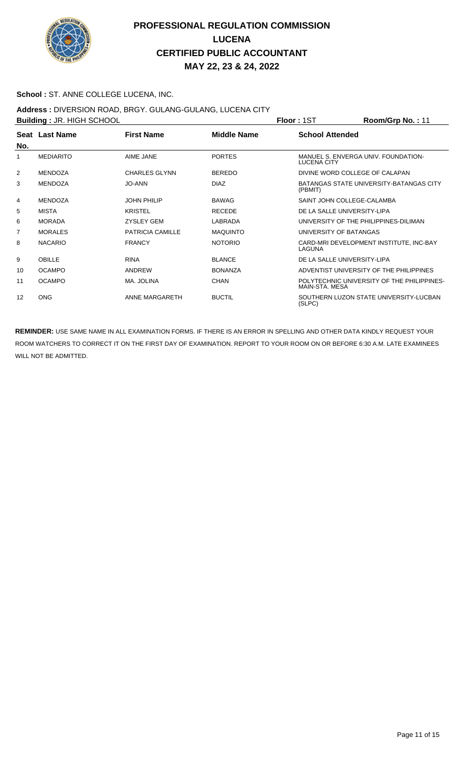# PROFESSIONAL REGULATION COMMISSION
## LUCENA
## CERTIFIED PUBLIC ACCOUNTANT
## MAY 22, 23 & 24, 2022

**School :** ST. ANNE COLLEGE LUCENA, INC.

**Address :** DIVERSION ROAD, BRGY. GULANG-GULANG, LUCENA CITY

**Building :** JR. HIGH SCHOOL **Floor :** 1ST **Room/Grp No. :** 11

| Seat No. | Last Name | First Name | Middle Name | School Attended |
|---|---|---|---|---|
| 1 | MEDIARITO | AIME JANE | PORTES | MANUEL S. ENVERGA UNIV. FOUNDATION-LUCENA CITY |
| 2 | MENDOZA | CHARLES GLYNN | BEREDO | DIVINE WORD COLLEGE OF CALAPAN |
| 3 | MENDOZA | JO-ANN | DIAZ | BATANGAS STATE UNIVERSITY-BATANGAS CITY (PBMIT) |
| 4 | MENDOZA | JOHN PHILIP | BAWAG | SAINT JOHN COLLEGE-CALAMBA |
| 5 | MISTA | KRISTEL | RECEDE | DE LA SALLE UNIVERSITY-LIPA |
| 6 | MORADA | ZYSLEY GEM | LABRADA | UNIVERSITY OF THE PHILIPPINES-DILIMAN |
| 7 | MORALES | PATRICIA CAMILLE | MAQUINTO | UNIVERSITY OF BATANGAS |
| 8 | NACARIO | FRANCY | NOTORIO | CARD-MRI DEVELOPMENT INSTITUTE, INC-BAY LAGUNA |
| 9 | OBILLE | RINA | BLANCE | DE LA SALLE UNIVERSITY-LIPA |
| 10 | OCAMPO | ANDREW | BONANZA | ADVENTIST UNIVERSITY OF THE PHILIPPINES |
| 11 | OCAMPO | MA. JOLINA | CHAN | POLYTECHNIC UNIVERSITY OF THE PHILIPPINES-MAIN-STA. MESA |
| 12 | ONG | ANNE MARGARETH | BUCTIL | SOUTHERN LUZON STATE UNIVERSITY-LUCBAN (SLPC) |

**REMINDER:** USE SAME NAME IN ALL EXAMINATION FORMS. IF THERE IS AN ERROR IN SPELLING AND OTHER DATA KINDLY REQUEST YOUR ROOM WATCHERS TO CORRECT IT ON THE FIRST DAY OF EXAMINATION. REPORT TO YOUR ROOM ON OR BEFORE 6:30 A.M. LATE EXAMINEES WILL NOT BE ADMITTED.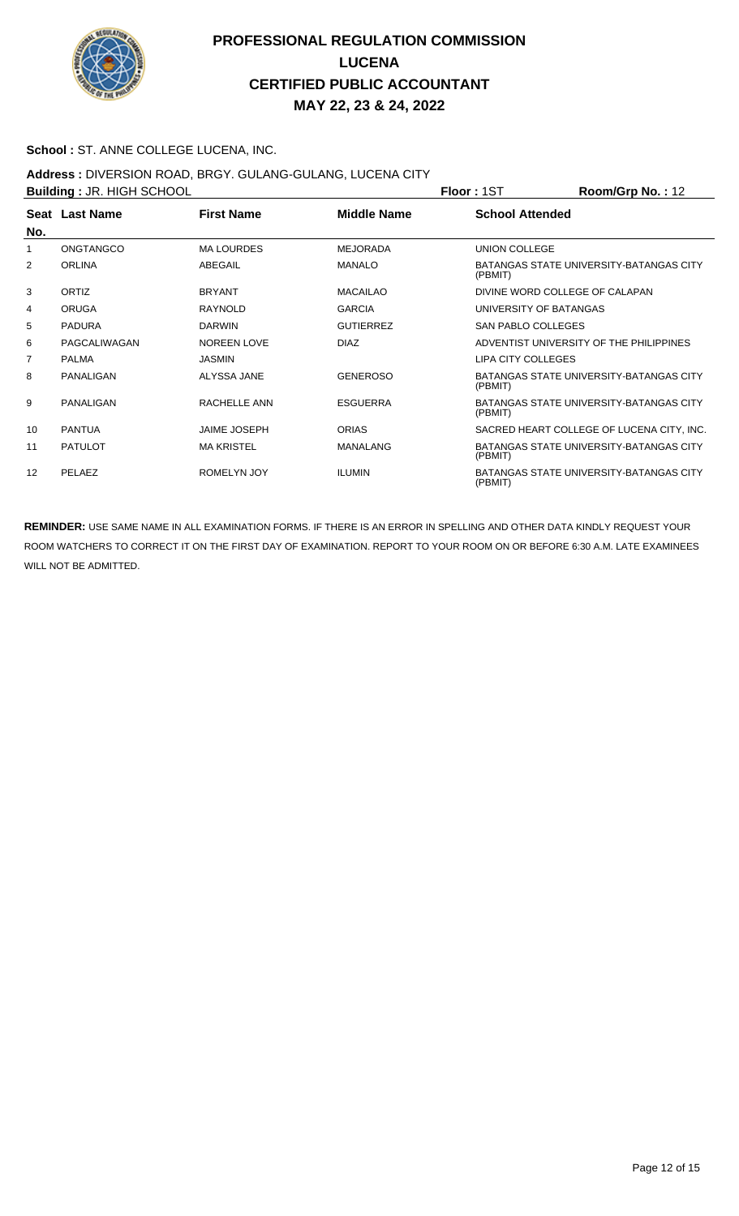# PROFESSIONAL REGULATION COMMISSION
## LUCENA
## CERTIFIED PUBLIC ACCOUNTANT
## MAY 22, 23 & 24, 2022

**School :** ST. ANNE COLLEGE LUCENA, INC.

**Address :** DIVERSION ROAD, BRGY. GULANG-GULANG, LUCENA CITY

**Building :** JR. HIGH SCHOOL **Floor :** 1ST **Room/Grp No. :** 12

| Seat No. | Last Name | First Name | Middle Name | School Attended |
|---|---|---|---|---|
| 1 | ONGTANGCO | MA LOURDES | MEJORADA | UNION COLLEGE |
| 2 | ORLINA | ABEGAIL | MANALO | BATANGAS STATE UNIVERSITY-BATANGAS CITY (PBMIT) |
| 3 | ORTIZ | BRYANT | MACAILAO | DIVINE WORD COLLEGE OF CALAPAN |
| 4 | ORUGA | RAYNOLD | GARCIA | UNIVERSITY OF BATANGAS |
| 5 | PADURA | DARWIN | GUTIERREZ | SAN PABLO COLLEGES |
| 6 | PAGCALIWAGAN | NOREEN LOVE | DIAZ | ADVENTIST UNIVERSITY OF THE PHILIPPINES |
| 7 | PALMA | JASMIN | | LIPA CITY COLLEGES |
| 8 | PANALIGAN | ALYSSA JANE | GENEROSO | BATANGAS STATE UNIVERSITY-BATANGAS CITY (PBMIT) |
| 9 | PANALIGAN | RACHELLE ANN | ESGUERRA | BATANGAS STATE UNIVERSITY-BATANGAS CITY (PBMIT) |
| 10 | PANTUA | JAIME JOSEPH | ORIAS | SACRED HEART COLLEGE OF LUCENA CITY, INC. |
| 11 | PATULOT | MA KRISTEL | MANALANG | BATANGAS STATE UNIVERSITY-BATANGAS CITY (PBMIT) |
| 12 | PELAEZ | ROMELYN JOY | ILUMIN | BATANGAS STATE UNIVERSITY-BATANGAS CITY (PBMIT) |

**REMINDER:** USE SAME NAME IN ALL EXAMINATION FORMS. IF THERE IS AN ERROR IN SPELLING AND OTHER DATA KINDLY REQUEST YOUR ROOM WATCHERS TO CORRECT IT ON THE FIRST DAY OF EXAMINATION. REPORT TO YOUR ROOM ON OR BEFORE 6:30 A.M. LATE EXAMINEES WILL NOT BE ADMITTED.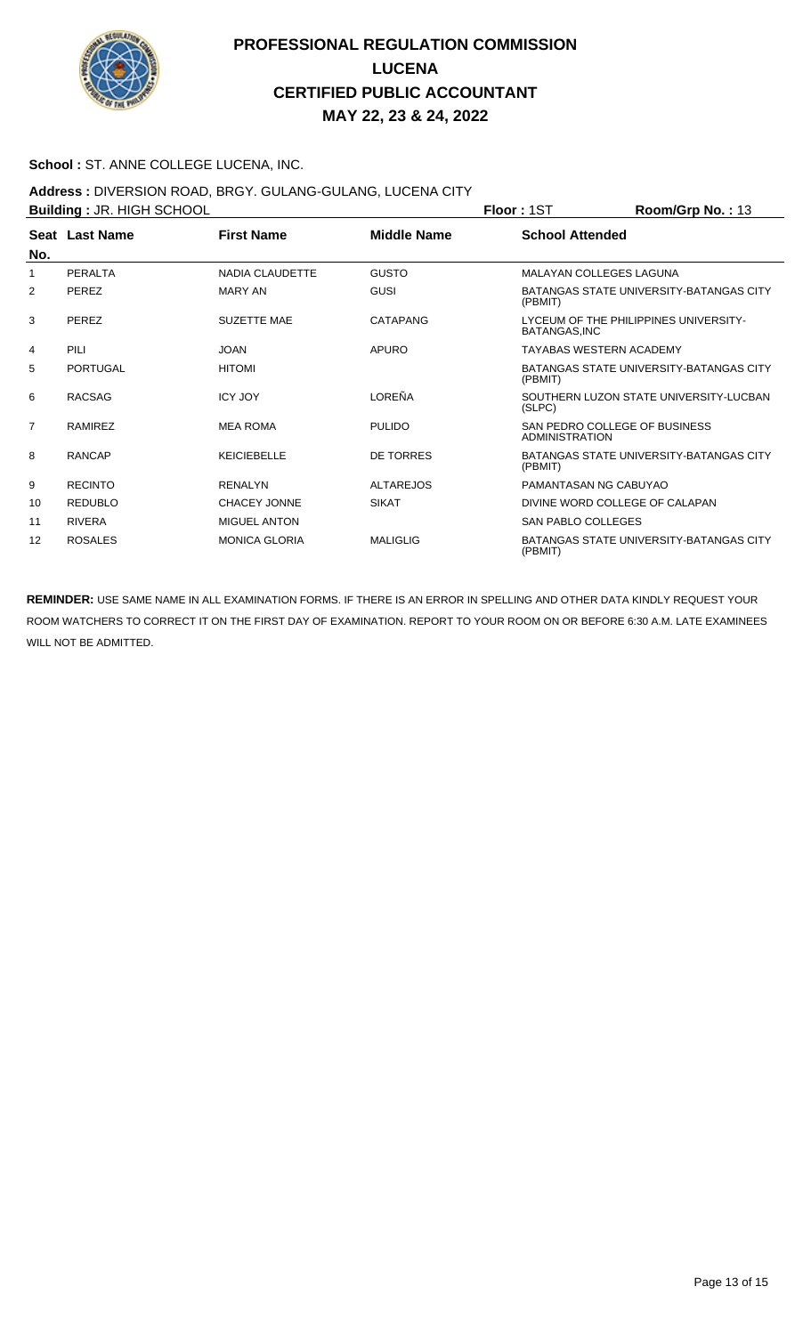# PROFESSIONAL REGULATION COMMISSION
## LUCENA
## CERTIFIED PUBLIC ACCOUNTANT
## MAY 22, 23 & 24, 2022

**School :** ST. ANNE COLLEGE LUCENA, INC.

**Address :** DIVERSION ROAD, BRGY. GULANG-GULANG, LUCENA CITY

**Building :** JR. HIGH SCHOOL **Floor :** 1ST **Room/Grp No. :** 13

| Seat No. | Last Name | First Name | Middle Name | School Attended |
|---|---|---|---|---|
| 1 | PERALTA | NADIA CLAUDETTE | GUSTO | MALAYAN COLLEGES LAGUNA |
| 2 | PEREZ | MARY AN | GUSI | BATANGAS STATE UNIVERSITY-BATANGAS CITY (PBMIT) |
| 3 | PEREZ | SUZETTE MAE | CATAPANG | LYCEUM OF THE PHILIPPINES UNIVERSITY-BATANGAS,INC |
| 4 | PILI | JOAN | APURO | TAYABAS WESTERN ACADEMY |
| 5 | PORTUGAL | HITOMI | | BATANGAS STATE UNIVERSITY-BATANGAS CITY (PBMIT) |
| 6 | RACSAG | ICY JOY | LOREÑA | SOUTHERN LUZON STATE UNIVERSITY-LUCBAN (SLPC) |
| 7 | RAMIREZ | MEA ROMA | PULIDO | SAN PEDRO COLLEGE OF BUSINESS ADMINISTRATION |
| 8 | RANCAP | KEICIEBELLE | DE TORRES | BATANGAS STATE UNIVERSITY-BATANGAS CITY (PBMIT) |
| 9 | RECINTO | RENALYN | ALTAREJOS | PAMANTASAN NG CABUYAO |
| 10 | REDUBLO | CHACEY JONNE | SIKAT | DIVINE WORD COLLEGE OF CALAPAN |
| 11 | RIVERA | MIGUEL ANTON | | SAN PABLO COLLEGES |
| 12 | ROSALES | MONICA GLORIA | MALIGLIG | BATANGAS STATE UNIVERSITY-BATANGAS CITY (PBMIT) |

**REMINDER:** USE SAME NAME IN ALL EXAMINATION FORMS. IF THERE IS AN ERROR IN SPELLING AND OTHER DATA KINDLY REQUEST YOUR ROOM WATCHERS TO CORRECT IT ON THE FIRST DAY OF EXAMINATION. REPORT TO YOUR ROOM ON OR BEFORE 6:30 A.M. LATE EXAMINEES WILL NOT BE ADMITTED.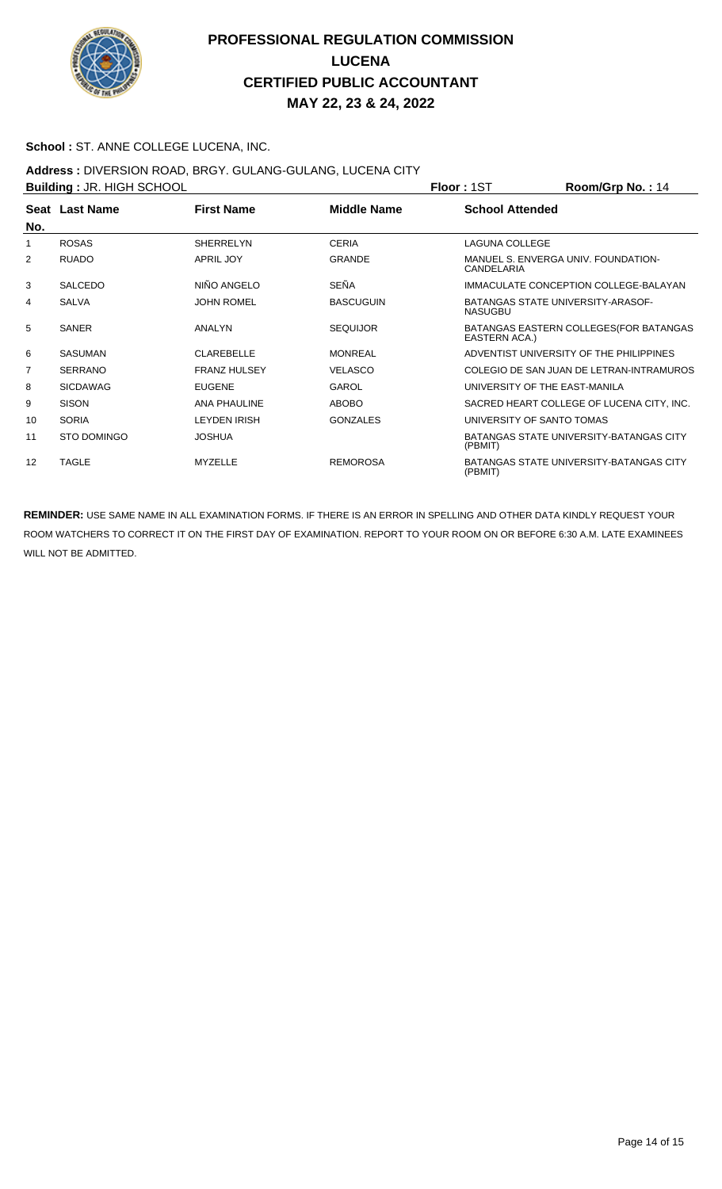# PROFESSIONAL REGULATION COMMISSION
## LUCENA
## CERTIFIED PUBLIC ACCOUNTANT
## MAY 22, 23 & 24, 2022

**School :** ST. ANNE COLLEGE LUCENA, INC.

**Address :** DIVERSION ROAD, BRGY. GULANG-GULANG, LUCENA CITY

**Building :** JR. HIGH SCHOOL **Floor :** 1ST **Room/Grp No. :** 14

| Seat No. | Last Name | First Name | Middle Name | School Attended |
|---|---|---|---|---|
| 1 | ROSAS | SHERRELYN | CERIA | LAGUNA COLLEGE |
| 2 | RUADO | APRIL JOY | GRANDE | MANUEL S. ENVERGA UNIV. FOUNDATION-CANDELARIA |
| 3 | SALCEDO | NIÑO ANGELO | SEÑA | IMMACULATE CONCEPTION COLLEGE-BALAYAN |
| 4 | SALVA | JOHN ROMEL | BASCUGUIN | BATANGAS STATE UNIVERSITY-ARASOF-NASUGBU |
| 5 | SANER | ANALYN | SEQUIJOR | BATANGAS EASTERN COLLEGES(FOR BATANGAS EASTERN ACA.) |
| 6 | SASUMAN | CLAREBELLE | MONREAL | ADVENTIST UNIVERSITY OF THE PHILIPPINES |
| 7 | SERRANO | FRANZ HULSEY | VELASCO | COLEGIO DE SAN JUAN DE LETRAN-INTRAMUROS |
| 8 | SICDAWAG | EUGENE | GAROL | UNIVERSITY OF THE EAST-MANILA |
| 9 | SISON | ANA PHAULINE | ABOBO | SACRED HEART COLLEGE OF LUCENA CITY, INC. |
| 10 | SORIA | LEYDEN IRISH | GONZALES | UNIVERSITY OF SANTO TOMAS |
| 11 | STO DOMINGO | JOSHUA | | BATANGAS STATE UNIVERSITY-BATANGAS CITY (PBMIT) |
| 12 | TAGLE | MYZELLE | REMOROSA | BATANGAS STATE UNIVERSITY-BATANGAS CITY (PBMIT) |

**REMINDER:** USE SAME NAME IN ALL EXAMINATION FORMS. IF THERE IS AN ERROR IN SPELLING AND OTHER DATA KINDLY REQUEST YOUR ROOM WATCHERS TO CORRECT IT ON THE FIRST DAY OF EXAMINATION. REPORT TO YOUR ROOM ON OR BEFORE 6:30 A.M. LATE EXAMINEES WILL NOT BE ADMITTED.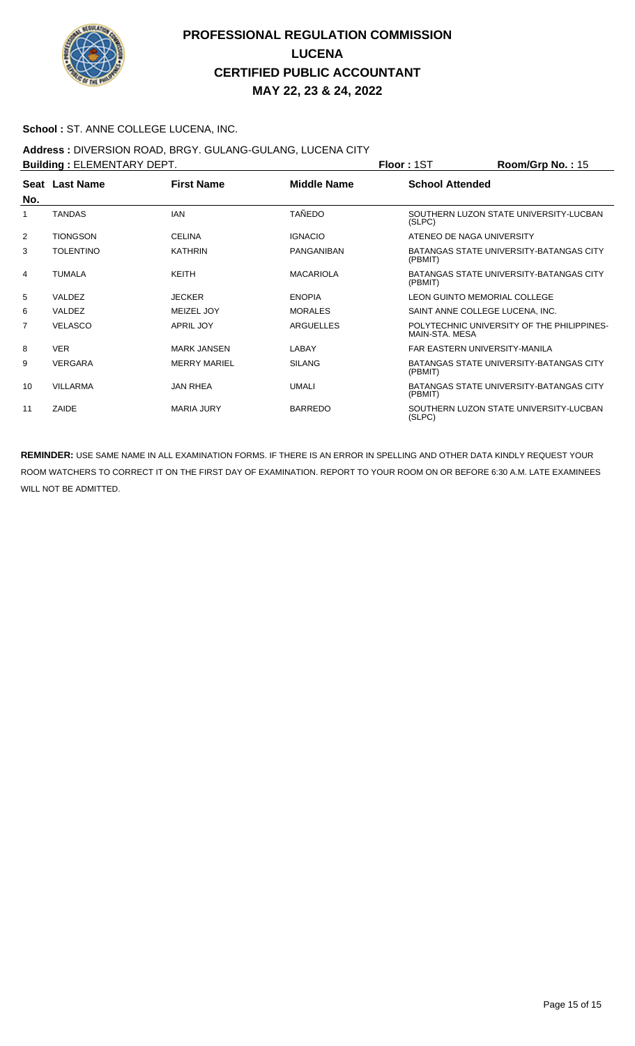# PROFESSIONAL REGULATION COMMISSION
# LUCENA
# CERTIFIED PUBLIC ACCOUNTANT
# MAY 22, 23 & 24, 2022

**School :** ST. ANNE COLLEGE LUCENA, INC.

**Address :** DIVERSION ROAD, BRGY. GULANG-GULANG, LUCENA CITY

**Building :** ELEMENTARY DEPT. **Floor :** 1ST **Room/Grp No. :** 15

| Seat No. | Last Name | First Name | Middle Name | School Attended |
|---|---|---|---|---|
| 1 | TANDAS | IAN | TAÑEDO | SOUTHERN LUZON STATE UNIVERSITY-LUCBAN (SLPC) |
| 2 | TIONGSON | CELINA | IGNACIO | ATENEO DE NAGA UNIVERSITY |
| 3 | TOLENTINO | KATHRIN | PANGANIBAN | BATANGAS STATE UNIVERSITY-BATANGAS CITY (PBMIT) |
| 4 | TUMALA | KEITH | MACARIOLA | BATANGAS STATE UNIVERSITY-BATANGAS CITY (PBMIT) |
| 5 | VALDEZ | JECKER | ENOPIA | LEON GUINTO MEMORIAL COLLEGE |
| 6 | VALDEZ | MEIZEL JOY | MORALES | SAINT ANNE COLLEGE LUCENA, INC. |
| 7 | VELASCO | APRIL JOY | ARGUELLES | POLYTECHNIC UNIVERSITY OF THE PHILIPPINES-MAIN-STA. MESA |
| 8 | VER | MARK JANSEN | LABAY | FAR EASTERN UNIVERSITY-MANILA |
| 9 | VERGARA | MERRY MARIEL | SILANG | BATANGAS STATE UNIVERSITY-BATANGAS CITY (PBMIT) |
| 10 | VILLARMA | JAN RHEA | UMALI | BATANGAS STATE UNIVERSITY-BATANGAS CITY (PBMIT) |
| 11 | ZAIDE | MARIA JURY | BARREDO | SOUTHERN LUZON STATE UNIVERSITY-LUCBAN (SLPC) |

**REMINDER:** USE SAME NAME IN ALL EXAMINATION FORMS. IF THERE IS AN ERROR IN SPELLING AND OTHER DATA KINDLY REQUEST YOUR ROOM WATCHERS TO CORRECT IT ON THE FIRST DAY OF EXAMINATION. REPORT TO YOUR ROOM ON OR BEFORE 6:30 A.M. LATE EXAMINEES WILL NOT BE ADMITTED.